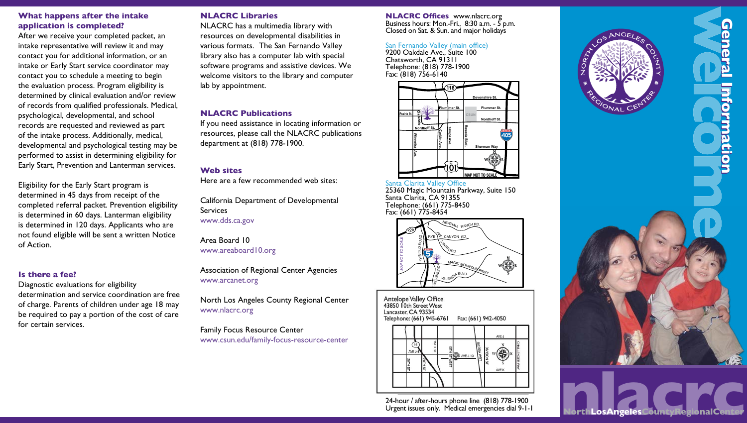### What happens after the intake application is completed?

After we receive your completed packet, an intake representative will review it and may contact you for additional information, or an intake or Early Start service coordinator may contact you to schedule a meeting to begin the evaluation process. Program eligibility is determined by clinical evaluation and/or review of records from qualified professionals. Medical, psychological, developmental, and school records are requested and reviewed as part of the intake process. Additionally, medical, developmental and psychological testing may be performed to assist in determining eligibility for Early Start, Prevention and Lanterman services.

Eligibility for the Early Start program is determined in 45 days from receipt of the completed referral packet. Prevention eligibility is determined in 60 days. Lanterman eligibility is determined in 120 days. Applicants who are not found eligible will be sent a written Notice of Action.

### Is there a fee?

Diagnostic evaluations for eligibility determination and service coordination are free of charge. Parents of children under age 18 may be required to pay a portion of the cost of care for certain services.

### NLACRC Libraries

NLACRC has a multimedia library with resources on developmental disabilities in various formats. The San Fernando Valley library also has a computer lab with special software programs and assistive devices. We welcome visitors to the library and computer lab by appointment.

### NLACRC Publications

If you need assistance in locating information or resources, please call the NLACRC publications department at (818) 778-1900.

### Web sites

Here are a few recommended web sites:

California Department of Developmental Services
www.dds.ca.gov

Area Board 10
www.areaboard10.org

Association of Regional Center Agencies
www.arcanet.org

North Los Angeles County Regional Center
www.nlacrc.org

Family Focus Resource Center
www.csun.edu/family-focus-resource-center

### NLACRC Offices

www.nlacrc.org
Business hours: Mon.-Fri., 8:30 a.m. - 5 p.m.
Closed on Sat. & Sun. and major holidays

**San Fernando Valley (main office)**
9200 Oakdale Ave., Suite 100
Chatsworth, CA 91311
Telephone: (818) 778-1900
Fax: (818) 756-6140

**Santa Clarita Valley Office**
25360 Magic Mountain Parkway, Suite 150
Santa Clarita, CA 91355
Telephone: (661) 775-8450
Fax: (661) 775-8454

**Antelope Valley Office**
43850 10th Street West
Lancaster, CA 93534
Telephone: (661) 945-6761 Fax: (661) 942-4050

24-hour / after-hours phone line (818) 778-1900
Urgent issues only. Medical emergencies dial 9-1-1

# General Information

# Welcome

North Los Angeles County Regional Center

nlacrc

NorthLosAngelesCountyRegionalCenter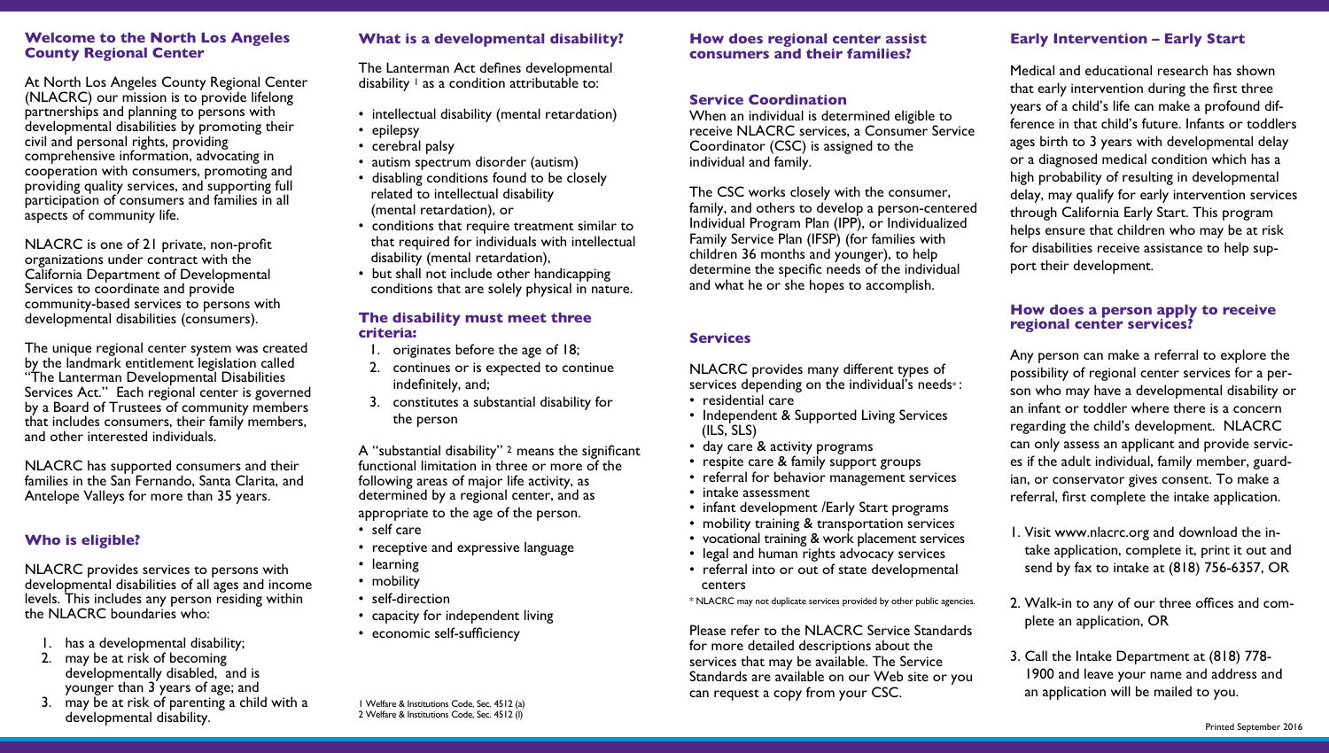## Welcome to the North Los Angeles County Regional Center

At North Los Angeles County Regional Center (NLACRC) our mission is to provide lifelong partnerships and planning to persons with developmental disabilities by promoting their civil and personal rights, providing comprehensive information, advocating in cooperation with consumers, promoting and providing quality services, and supporting full participation of consumers and families in all aspects of community life.

NLACRC is one of 21 private, non-profit organizations under contract with the California Department of Developmental Services to coordinate and provide community-based services to persons with developmental disabilities (consumers).

The unique regional center system was created by the landmark entitlement legislation called "The Lanterman Developmental Disabilities Services Act." Each regional center is governed by a Board of Trustees of community members that includes consumers, their family members, and other interested individuals.

NLACRC has supported consumers and their families in the San Fernando, Santa Clarita, and Antelope Valleys for more than 35 years.

## Who is eligible?

NLACRC provides services to persons with developmental disabilities of all ages and income levels. This includes any person residing within the NLACRC boundaries who:

1. has a developmental disability;
2. may be at risk of becoming developmentally disabled, and is younger than 3 years of age; and
3. may be at risk of parenting a child with a developmental disability.

## What is a developmental disability?

The Lanterman Act defines developmental disability [1] as a condition attributable to:

- intellectual disability (mental retardation)
- epilepsy
- cerebral palsy
- autism spectrum disorder (autism)
- disabling conditions found to be closely related to intellectual disability (mental retardation), or
- conditions that require treatment similar to that required for individuals with intellectual disability (mental retardation),
- but shall not include other handicapping conditions that are solely physical in nature.

## The disability must meet three criteria:

1. originates before the age of 18;
2. continues or is expected to continue indefinitely, and;
3. constitutes a substantial disability for the person

A "substantial disability" [2] means the significant functional limitation in three or more of the following areas of major life activity, as determined by a regional center, and as appropriate to the age of the person.

- self care
- receptive and expressive language
- learning
- mobility
- self-direction
- capacity for independent living
- economic self-sufficiency

1 Welfare & Institutions Code, Sec. 4512 (a)
2 Welfare & Institutions Code, Sec. 4512 (l)

## How does regional center assist consumers and their families?

### Service Coordination

When an individual is determined eligible to receive NLACRC services, a Consumer Service Coordinator (CSC) is assigned to the individual and family.

The CSC works closely with the consumer, family, and others to develop a person-centered Individual Program Plan (IPP), or Individualized Family Service Plan (IFSP) (for families with children 36 months and younger), to help determine the specific needs of the individual and what he or she hopes to accomplish.

### Services

NLACRC provides many different types of services depending on the individual's needs*:

- residential care
- Independent & Supported Living Services (ILS, SLS)
- day care & activity programs
- respite care & family support groups
- referral for behavior management services
- intake assessment
- infant development /Early Start programs
- mobility training & transportation services
- vocational training & work placement services
- legal and human rights advocacy services
- referral into or out of state developmental centers

\* NLACRC may not duplicate services provided by other public agencies.

Please refer to the NLACRC Service Standards for more detailed descriptions about the services that may be available. The Service Standards are available on our Web site or you can request a copy from your CSC.

## Early Intervention – Early Start

Medical and educational research has shown that early intervention during the first three years of a child's life can make a profound difference in that child's future. Infants or toddlers ages birth to 3 years with developmental delay or a diagnosed medical condition which has a high probability of resulting in developmental delay, may qualify for early intervention services through California Early Start. This program helps ensure that children who may be at risk for disabilities receive assistance to help support their development.

## How does a person apply to receive regional center services?

Any person can make a referral to explore the possibility of regional center services for a person who may have a developmental disability or an infant or toddler where there is a concern regarding the child's development. NLACRC can only assess an applicant and provide services if the adult individual, family member, guardian, or conservator gives consent. To make a referral, first complete the intake application.

1. Visit www.nlacrc.org and download the intake application, complete it, print it out and send by fax to intake at (818) 756-6357, OR
2. Walk-in to any of our three offices and complete an application, OR
3. Call the Intake Department at (818) 778-1900 and leave your name and address and an application will be mailed to you.

Printed September 2016